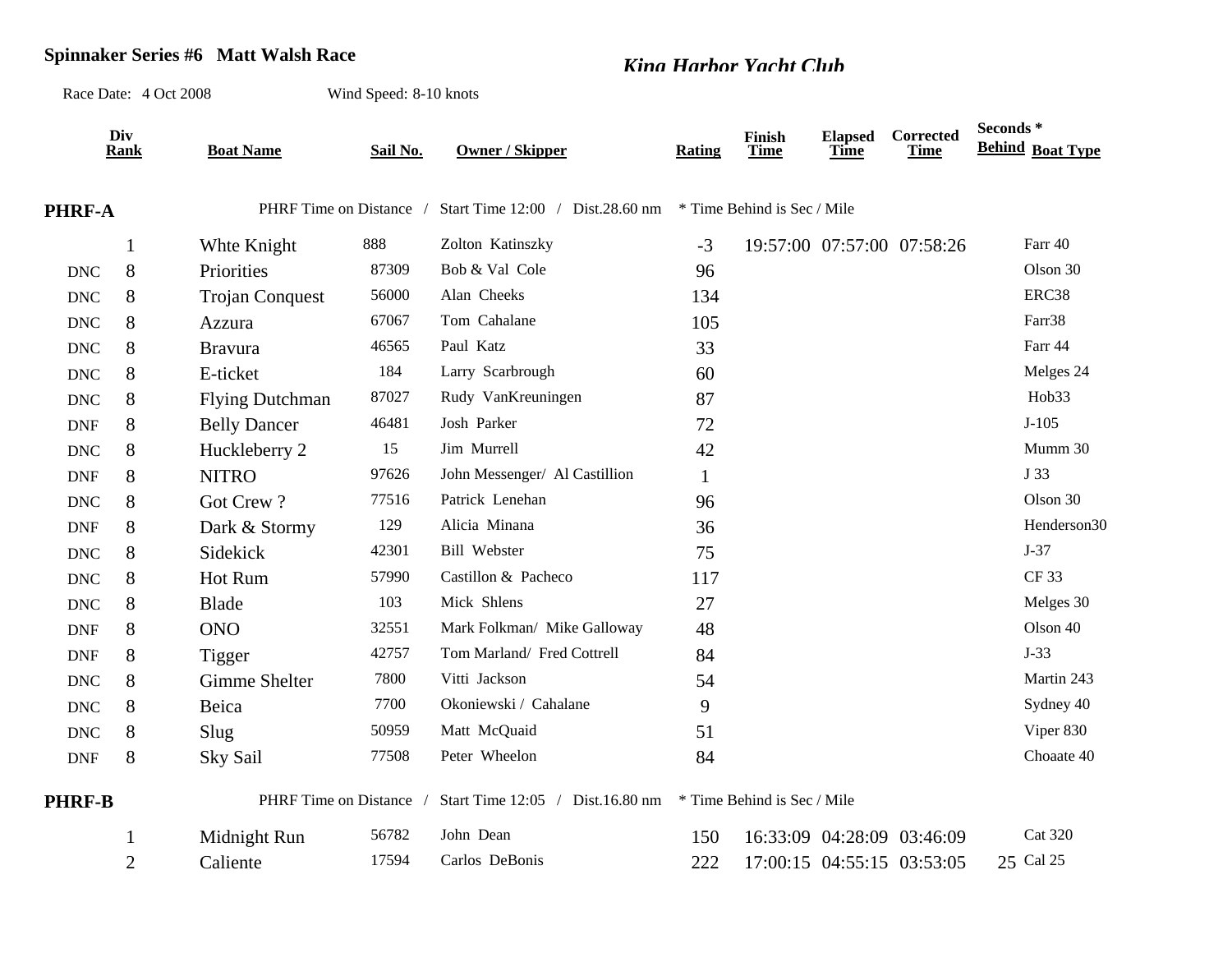**Spinnaker Series #6 Matt Walsh Race**

***King Harbor Yacht Club***

Race Date: 4 Oct 2008 Wind Speed: 8-10 knots

| | Div Rank | Boat Name | Sail No. | Owner / Skipper | Rating | Finish Time | Elapsed Time | Corrected Time | Seconds * Behind | Boat Type |
|---|---|---|---|---|---|---|---|---|---|---|
| **PHRF-A** | | PHRF Time on Distance / Start Time 12:00 / Dist.28.60 nm | | | * Time Behind is Sec / Mile | | | | | |
| | 1 | Whte Knight | 888 | Zolton Katinszky | -3 | 19:57:00 | 07:57:00 | 07:58:26 | | Farr 40 |
| DNC | 8 | Priorities | 87309 | Bob & Val Cole | 96 | | | | | Olson 30 |
| DNC | 8 | Trojan Conquest | 56000 | Alan Cheeks | 134 | | | | | ERC38 |
| DNC | 8 | Azzura | 67067 | Tom Cahalane | 105 | | | | | Farr38 |
| DNC | 8 | Bravura | 46565 | Paul Katz | 33 | | | | | Farr 44 |
| DNC | 8 | E-ticket | 184 | Larry Scarbrough | 60 | | | | | Melges 24 |
| DNC | 8 | Flying Dutchman | 87027 | Rudy VanKreuningen | 87 | | | | | Hob33 |
| DNF | 8 | Belly Dancer | 46481 | Josh Parker | 72 | | | | | J-105 |
| DNC | 8 | Huckleberry 2 | 15 | Jim Murrell | 42 | | | | | Mumm 30 |
| DNF | 8 | NITRO | 97626 | John Messenger/ Al Castillion | 1 | | | | | J 33 |
| DNC | 8 | Got Crew ? | 77516 | Patrick Lenehan | 96 | | | | | Olson 30 |
| DNF | 8 | Dark & Stormy | 129 | Alicia Minana | 36 | | | | | Henderson30 |
| DNC | 8 | Sidekick | 42301 | Bill Webster | 75 | | | | | J-37 |
| DNC | 8 | Hot Rum | 57990 | Castillon & Pacheco | 117 | | | | | CF 33 |
| DNC | 8 | Blade | 103 | Mick Shlens | 27 | | | | | Melges 30 |
| DNF | 8 | ONO | 32551 | Mark Folkman/ Mike Galloway | 48 | | | | | Olson 40 |
| DNF | 8 | Tigger | 42757 | Tom Marland/ Fred Cottrell | 84 | | | | | J-33 |
| DNC | 8 | Gimme Shelter | 7800 | Vitti Jackson | 54 | | | | | Martin 243 |
| DNC | 8 | Beica | 7700 | Okoniewski / Cahalane | 9 | | | | | Sydney 40 |
| DNC | 8 | Slug | 50959 | Matt McQuaid | 51 | | | | | Viper 830 |
| DNF | 8 | Sky Sail | 77508 | Peter Wheelon | 84 | | | | | Choaate 40 |
| **PHRF-B** | | PHRF Time on Distance / Start Time 12:05 / Dist.16.80 nm | | | * Time Behind is Sec / Mile | | | | | |
| | 1 | Midnight Run | 56782 | John Dean | 150 | 16:33:09 | 04:28:09 | 03:46:09 | | Cat 320 |
| | 2 | Caliente | 17594 | Carlos DeBonis | 222 | 17:00:15 | 04:55:15 | 03:53:05 | 25 | Cal 25 |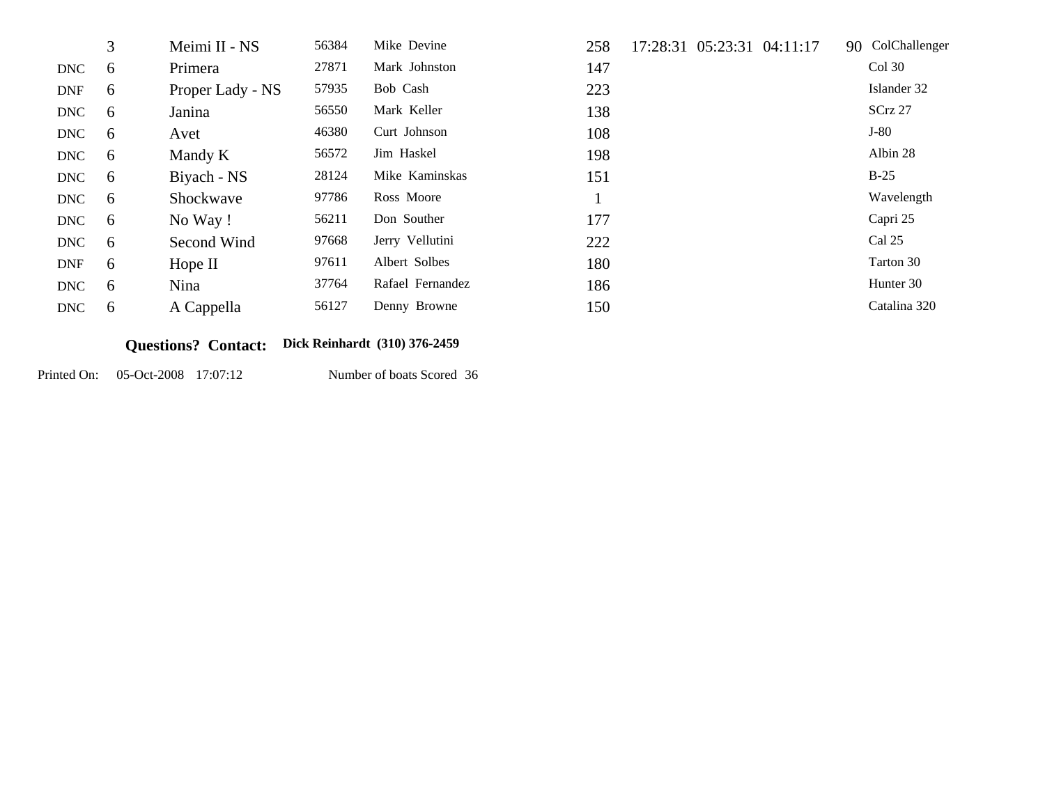| | | | | | | | | | | |
|---|---|---|---|---|---|---|---|---|---|---|
| | 3 | Meimi II - NS | 56384 | Mike Devine | 258 | 17:28:31 | 05:23:31 | 04:11:17 | 90 | ColChallenger |
| DNC | 6 | Primera | 27871 | Mark Johnston | 147 | | | | | Col 30 |
| DNF | 6 | Proper Lady - NS | 57935 | Bob Cash | 223 | | | | | Islander 32 |
| DNC | 6 | Janina | 56550 | Mark Keller | 138 | | | | | SCrz 27 |
| DNC | 6 | Avet | 46380 | Curt Johnson | 108 | | | | | J-80 |
| DNC | 6 | Mandy K | 56572 | Jim Haskel | 198 | | | | | Albin 28 |
| DNC | 6 | Biyach - NS | 28124 | Mike Kaminskas | 151 | | | | | B-25 |
| DNC | 6 | Shockwave | 97786 | Ross Moore | 1 | | | | | Wavelength |
| DNC | 6 | No Way ! | 56211 | Don Souther | 177 | | | | | Capri 25 |
| DNC | 6 | Second Wind | 97668 | Jerry Vellutini | 222 | | | | | Cal 25 |
| DNF | 6 | Hope II | 97611 | Albert Solbes | 180 | | | | | Tarton 30 |
| DNC | 6 | Nina | 37764 | Rafael Fernandez | 186 | | | | | Hunter 30 |
| DNC | 6 | A Cappella | 56127 | Denny Browne | 150 | | | | | Catalina 320 |

**Questions? Contact:** **Dick Reinhardt (310) 376-2459**

Printed On: 05-Oct-2008 17:07:12 Number of boats Scored 36